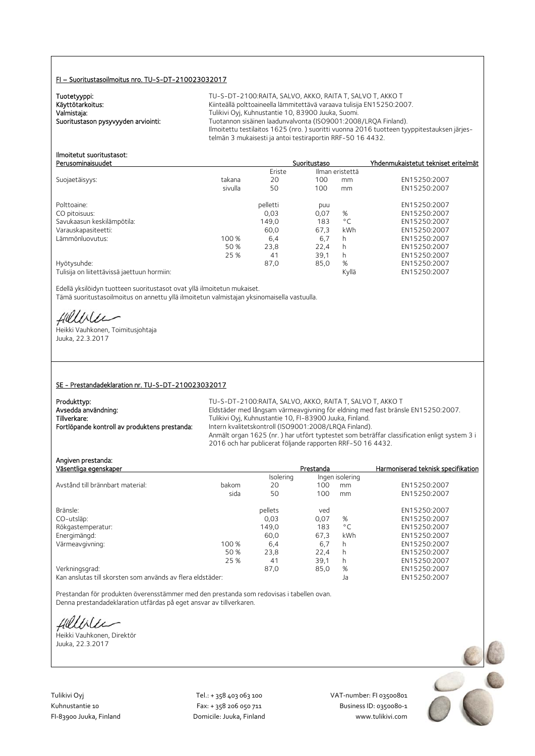## FI – Suoritustasoilmoitus nro. TU-S-DT-210023032017

**Tuotetyyppi:** TU-S-DT-2100:RAITA, SALVO, AKKO, RAITA T, SALVO T, AKKO T
**Käyttötarkoitus:** Kiinteällä polttoaineella lämmitettävä varaava tulisija EN15250:2007.
**Valmistaja:** Tulikivi Oyj, Kuhnustantie 10, 83900 Juuka, Suomi.
**Suoritustason pysyvyyden arviointi:** Tuotannon sisäinen laadunvalvonta (ISO9001:2008/LRQA Finland).
Ilmoitettu testilaitos 1625 (nro. ) suoritti vuonna 2016 tuotteen tyyppitestauksen järjestelmän 3 mukaisesti ja antoi testiraportin RRF-50 16 4432.

**Ilmoitetut suoritustasot:**

| Perusominaisuudet | | Suoritustaso | | | Yhdenmukaistetut tekniset eritelmät |
|---|---|---|---|---|---|
| | | Eriste | Ilman eristettä | | |
| Suojaetäisyys: | takana | 20 | 100 | mm | EN15250:2007 |
| | sivulla | 50 | 100 | mm | EN15250:2007 |
| Polttoaine: | | pelletti | puu | | EN15250:2007 |
| CO pitoisuus: | | 0,03 | 0,07 | % | EN15250:2007 |
| Savukaasun keskilämpötila: | | 149,0 | 183 | °C | EN15250:2007 |
| Varauskapasiteetti: | | 60,0 | 67,3 | kWh | EN15250:2007 |
| Lämmönluovutus: | 100 % | 6,4 | 6,7 | h | EN15250:2007 |
| | 50 % | 23,8 | 22,4 | h | EN15250:2007 |
| | 25 % | 41 | 39,1 | h | EN15250:2007 |
| Hyötysuhde: | | 87,0 | 85,0 | % | EN15250:2007 |
| Tulisija on liitettävissä jaettuun hormiin: | | | | Kyllä | EN15250:2007 |

Edellä yksilöidyn tuotteen suoritustasot ovat yllä ilmoitetun mukaiset.
Tämä suoritustasoilmoitus on annettu yllä ilmoitetun valmistajan yksinomaisella vastuulla.

Heikki Vauhkonen, Toimitusjohtaja
Juuka, 22.3.2017

## SE - Prestandadeklaration nr. TU-S-DT-210023032017

**Produkttyp:** TU-S-DT-2100:RAITA, SALVO, AKKO, RAITA T, SALVO T, AKKO T
**Avsedda användning:** Eldstäder med långsam värmeavgivning för eldning med fast bränsle EN15250:2007.
**Tillverkare:** Tulikivi Oyj, Kuhnustantie 10, FI-83900 Juuka, Finland.
**Fortlöpande kontroll av produktens prestanda:** Intern kvalitetskontroll (ISO9001:2008/LRQA Finland).
Anmält organ 1625 (nr. ) har utfört typtestet som beträffar classification enligt system 3 i 2016 och har publicerat följande rapporten RRF-50 16 4432.

**Angiven prestanda:**

| Väsentliga egenskaper | | Prestanda | | | Harmoniserad teknisk specifikation |
|---|---|---|---|---|---|
| | | Isolering | Ingen isolering | | |
| Avstånd till brännbart material: | bakom | 20 | 100 | mm | EN15250:2007 |
| | sida | 50 | 100 | mm | EN15250:2007 |
| Bränsle: | | pellets | ved | | EN15250:2007 |
| CO-utsläp: | | 0,03 | 0,07 | % | EN15250:2007 |
| Rökgastemperatur: | | 149,0 | 183 | °C | EN15250:2007 |
| Energimängd: | | 60,0 | 67,3 | kWh | EN15250:2007 |
| Värmeavgivning: | 100 % | 6,4 | 6,7 | h | EN15250:2007 |
| | 50 % | 23,8 | 22,4 | h | EN15250:2007 |
| | 25 % | 41 | 39,1 | h | EN15250:2007 |
| Verkningsgrad: | | 87,0 | 85,0 | % | EN15250:2007 |
| Kan anslutas till skorsten som används av flera eldstäder: | | | | Ja | EN15250:2007 |

Prestandan för produkten överensstämmer med den prestanda som redovisas i tabellen ovan.
Denna prestandadeklaration utfärdas på eget ansvar av tillverkaren.

Heikki Vauhkonen, Direktör
Juuka, 22.3.2017

Tulikivi Oyj
Kuhnustantie 10
FI-83900 Juuka, Finland

Tel.: + 358 403 063 100
Fax: + 358 206 050 711
Domicile: Juuka, Finland

VAT-number: FI 03500801
Business ID: 0350080-1
www.tulikivi.com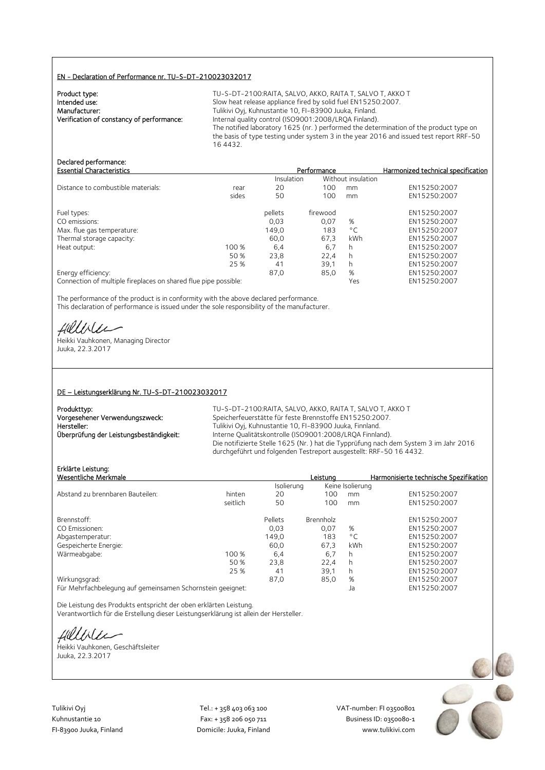## EN - Declaration of Performance nr. TU-S-DT-210023032017

**Product type:** TU-S-DT-2100:RAITA, SALVO, AKKO, RAITA T, SALVO T, AKKO T
**Intended use:** Slow heat release appliance fired by solid fuel EN15250:2007.
**Manufacturer:** Tulikivi Oyj, Kuhnustantie 10, FI-83900 Juuka, Finland.
**Verification of constancy of performance:** Internal quality control (ISO9001:2008/LRQA Finland).
The notified laboratory 1625 (nr. ) performed the determination of the product type on the basis of type testing under system 3 in the year 2016 and issued test report RRF-50 16 4432.

**Declared performance:**

| Essential Characteristics | | Performance | | | Harmonized technical specification |
|---|---|---|---|---|---|
| | | Insulation | Without insulation | | |
| Distance to combustible materials: | rear | 20 | 100 | mm | EN15250:2007 |
| | sides | 50 | 100 | mm | EN15250:2007 |
| Fuel types: | | pellets | firewood | | EN15250:2007 |
| CO emissions: | | 0,03 | 0,07 | % | EN15250:2007 |
| Max. flue gas temperature: | | 149,0 | 183 | °C | EN15250:2007 |
| Thermal storage capacity: | | 60,0 | 67,3 | kWh | EN15250:2007 |
| Heat output: | 100 % | 6,4 | 6,7 | h | EN15250:2007 |
| | 50 % | 23,8 | 22,4 | h | EN15250:2007 |
| | 25 % | 41 | 39,1 | h | EN15250:2007 |
| Energy efficiency: | | 87,0 | 85,0 | % | EN15250:2007 |
| Connection of multiple fireplaces on shared flue pipe possible: | | | | Yes | EN15250:2007 |

The performance of the product is in conformity with the above declared performance.
This declaration of performance is issued under the sole responsibility of the manufacturer.

Heikki Vauhkonen, Managing Director
Juuka, 22.3.2017

## DE – Leistungserklärung Nr. TU-S-DT-210023032017

**Produkttyp:** TU-S-DT-2100:RAITA, SALVO, AKKO, RAITA T, SALVO T, AKKO T
**Vorgesehener Verwendungszweck:** Speicherfeuerstätte für feste Brennstoffe EN15250:2007.
**Hersteller:** Tulikivi Oyj, Kuhnustantie 10, FI-83900 Juuka, Finnland.
**Überprüfung der Leistungsbeständigkeit:** Interne Qualitätskontrolle (ISO9001:2008/LRQA Finnland).
Die notifizierte Stelle 1625 (Nr. ) hat die Typprüfung nach dem System 3 im Jahr 2016 durchgeführt und folgenden Testreport ausgestellt: RRF-50 16 4432.

**Erklärte Leistung:**

| Wesentliche Merkmale | | Leistung | | | Harmonisierte technische Spezifikation |
|---|---|---|---|---|---|
| | | Isolierung | Keine Isolierung | | |
| Abstand zu brennbaren Bauteilen: | hinten | 20 | 100 | mm | EN15250:2007 |
| | seitlich | 50 | 100 | mm | EN15250:2007 |
| Brennstoff: | | Pellets | Brennholz | | EN15250:2007 |
| CO Emissionen: | | 0,03 | 0,07 | % | EN15250:2007 |
| Abgastemperatur: | | 149,0 | 183 | °C | EN15250:2007 |
| Gespeicherte Energie: | | 60,0 | 67,3 | kWh | EN15250:2007 |
| Wärmeabgabe: | 100 % | 6,4 | 6,7 | h | EN15250:2007 |
| | 50 % | 23,8 | 22,4 | h | EN15250:2007 |
| | 25 % | 41 | 39,1 | h | EN15250:2007 |
| Wirkungsgrad: | | 87,0 | 85,0 | % | EN15250:2007 |
| Für Mehrfachbelegung auf gemeinsamen Schornstein geeignet: | | | | Ja | EN15250:2007 |

Die Leistung des Produkts entspricht der oben erklärten Leistung.
Verantwortlich für die Erstellung dieser Leistungserklärung ist allein der Hersteller.

Heikki Vauhkonen, Geschäftsleiter
Juuka, 22.3.2017

Tulikivi Oyj
Kuhnustantie 10
FI-83900 Juuka, Finland

Tel.: + 358 403 063 100
Fax: + 358 206 050 711
Domicile: Juuka, Finland

VAT-number: FI 03500801
Business ID: 0350080-1
www.tulikivi.com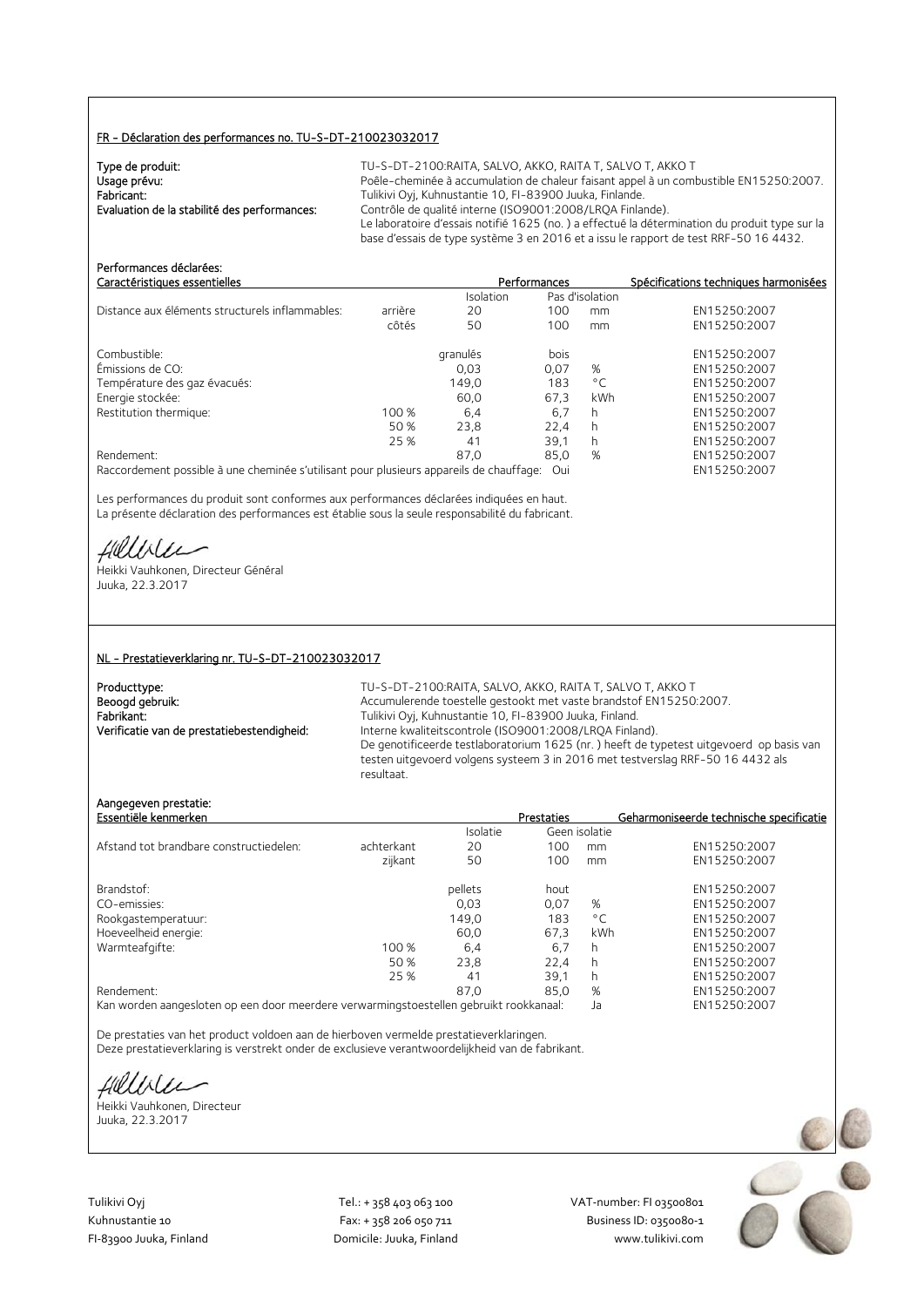## FR - Déclaration des performances no. TU-S-DT-210023032017

**Type de produit:** TU-S-DT-2100:RAITA, SALVO, AKKO, RAITA T, SALVO T, AKKO T
**Usage prévu:** Poêle-cheminée à accumulation de chaleur faisant appel à un combustible EN15250:2007.
**Fabricant:** Tulikivi Oyj, Kuhnustantie 10, FI-83900 Juuka, Finlande.
**Evaluation de la stabilité des performances:** Contrôle de qualité interne (ISO9001:2008/LRQA Finlande).
Le laboratoire d'essais notifié 1625 (no. ) a effectué la détermination du produit type sur la base d'essais de type système 3 en 2016 et a issu le rapport de test RRF-50 16 4432.

**Performances déclarées:**

| Caractéristiques essentielles | | Performances | | | Spécifications techniques harmonisées |
|---|---|---|---|---|---|
| | | Isolation | Pas d'isolation | | |
| Distance aux éléments structurels inflammables: | arrière | 20 | 100 | mm | EN15250:2007 |
| | côtés | 50 | 100 | mm | EN15250:2007 |
| Combustible: | | granulés | bois | | EN15250:2007 |
| Émissions de CO: | | 0,03 | 0,07 | % | EN15250:2007 |
| Température des gaz évacués: | | 149,0 | 183 | °C | EN15250:2007 |
| Energie stockée: | | 60,0 | 67,3 | kWh | EN15250:2007 |
| Restitution thermique: | 100 % | 6,4 | 6,7 | h | EN15250:2007 |
| | 50 % | 23,8 | 22,4 | h | EN15250:2007 |
| | 25 % | 41 | 39,1 | h | EN15250:2007 |
| Rendement: | | 87,0 | 85,0 | % | EN15250:2007 |
| Raccordement possible à une cheminée s'utilisant pour plusieurs appareils de chauffage: | | | Oui | | EN15250:2007 |

Les performances du produit sont conformes aux performances déclarées indiquées en haut.
La présente déclaration des performances est établie sous la seule responsabilité du fabricant.

Heikki Vauhkonen, Directeur Général
Juuka, 22.3.2017

## NL - Prestatieverklaring nr. TU-S-DT-210023032017

**Producttype:** TU-S-DT-2100:RAITA, SALVO, AKKO, RAITA T, SALVO T, AKKO T
**Beoogd gebruik:** Accumulerende toestelle gestookt met vaste brandstof EN15250:2007.
**Fabrikant:** Tulikivi Oyj, Kuhnustantie 10, FI-83900 Juuka, Finland.
**Verificatie van de prestatiebestendigheid:** Interne kwaliteitscontrole (ISO9001:2008/LRQA Finland).
De genotificeerde testlaboratorium 1625 (nr. ) heeft de typetest uitgevoerd op basis van testen uitgevoerd volgens systeem 3 in 2016 met testverslag RRF-50 16 4432 als resultaat.

**Aangegeven prestatie:**

| Essentiële kenmerken | | Prestaties | | | Geharmoniseerde technische specificatie |
|---|---|---|---|---|---|
| | | Isolatie | Geen isolatie | | |
| Afstand tot brandbare constructiedelen: | achterkant | 20 | 100 | mm | EN15250:2007 |
| | zijkant | 50 | 100 | mm | EN15250:2007 |
| Brandstof: | | pellets | hout | | EN15250:2007 |
| CO-emissies: | | 0,03 | 0,07 | % | EN15250:2007 |
| Rookgastemperatuur: | | 149,0 | 183 | °C | EN15250:2007 |
| Hoeveelheid energie: | | 60,0 | 67,3 | kWh | EN15250:2007 |
| Warmteafgifte: | 100 % | 6,4 | 6,7 | h | EN15250:2007 |
| | 50 % | 23,8 | 22,4 | h | EN15250:2007 |
| | 25 % | 41 | 39,1 | h | EN15250:2007 |
| Rendement: | | 87,0 | 85,0 | % | EN15250:2007 |
| Kan worden aangesloten op een door meerdere verwarmingstoestellen gebruikt rookkanaal: | | | Ja | | EN15250:2007 |

De prestaties van het product voldoen aan de hierboven vermelde prestatieverklaringen.
Deze prestatieverklaring is verstrekt onder de exclusieve verantwoordelijkheid van de fabrikant.

Heikki Vauhkonen, Directeur
Juuka, 22.3.2017

Tulikivi Oyj
Kuhnustantie 10
FI-83900 Juuka, Finland

Tel.: + 358 403 063 100
Fax: + 358 206 050 711
Domicile: Juuka, Finland

VAT-number: FI 03500801
Business ID: 0350080-1
www.tulikivi.com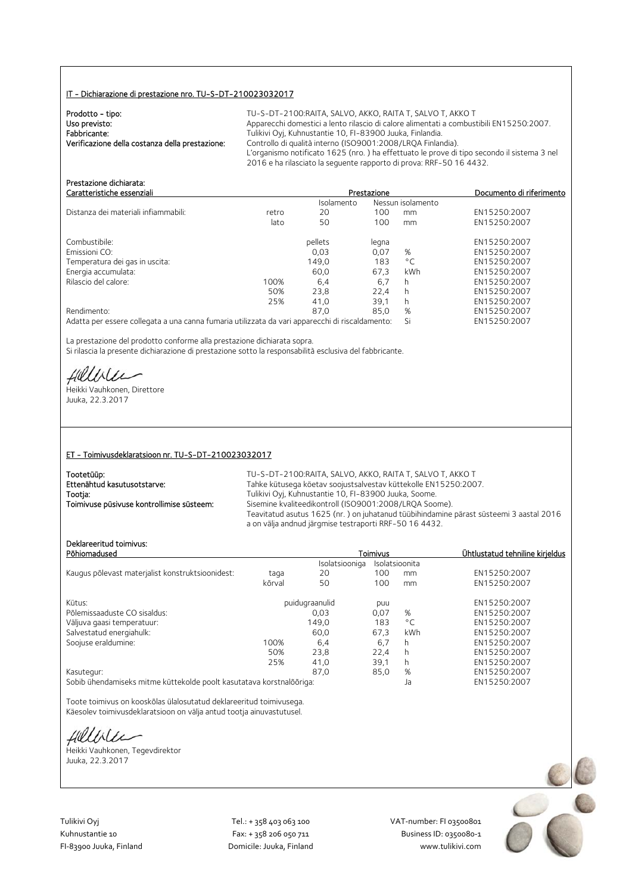## IT - Dichiarazione di prestazione nro. TU-S-DT-210023032017

**Prodotto - tipo:** TU-S-DT-2100:RAITA, SALVO, AKKO, RAITA T, SALVO T, AKKO T
**Uso previsto:** Apparecchi domestici a lento rilascio di calore alimentati a combustibili EN15250:2007.
**Fabbricante:** Tulikivi Oyj, Kuhnustantie 10, FI-83900 Juuka, Finlandia.
**Verificazione della costanza della prestazione:** Controllo di qualità interno (ISO9001:2008/LRQA Finlandia).
L'organismo notificato 1625 (nro. ) ha effettuato le prove di tipo secondo il sistema 3 nel 2016 e ha rilasciato la seguente rapporto di prova: RRF-50 16 4432.

**Prestazione dichiarata:**

| Caratteristiche essenziali | | Prestazione | | | Documento di riferimento |
|---|---|---|---|---|---|
| | | Isolamento | Nessun isolamento | | |
| Distanza dei materiali infiammabili: | retro | 20 | 100 | mm | EN15250:2007 |
| | lato | 50 | 100 | mm | EN15250:2007 |
| Combustibile: | | pellets | legna | | EN15250:2007 |
| Emissioni CO: | | 0,03 | 0,07 | % | EN15250:2007 |
| Temperatura dei gas in uscita: | | 149,0 | 183 | °C | EN15250:2007 |
| Energia accumulata: | | 60,0 | 67,3 | kWh | EN15250:2007 |
| Rilascio del calore: | 100% | 6,4 | 6,7 | h | EN15250:2007 |
| | 50% | 23,8 | 22,4 | h | EN15250:2007 |
| | 25% | 41,0 | 39,1 | h | EN15250:2007 |
| Rendimento: | | 87,0 | 85,0 | % | EN15250:2007 |
| Adatta per essere collegata a una canna fumaria utilizzata da vari apparecchi di riscaldamento: | | | | Si | EN15250:2007 |

La prestazione del prodotto conforme alla prestazione dichiarata sopra.
Si rilascia la presente dichiarazione di prestazione sotto la responsabilità esclusiva del fabbricante.

Heikki Vauhkonen, Direttore
Juuka, 22.3.2017

## ET - Toimivusdeklaratsioon nr. TU-S-DT-210023032017

**Tootetüüp:** TU-S-DT-2100:RAITA, SALVO, AKKO, RAITA T, SALVO T, AKKO T
**Ettenähtud kasutusotstarve:** Tahke kütusega köetav soojustsalvestav küttekolle EN15250:2007.
**Tootja:** Tulikivi Oyj, Kuhnustantie 10, FI-83900 Juuka, Soome.
**Toimivuse püsivuse kontrollimise süsteem:** Sisemine kvaliteedikontroll (ISO9001:2008/LRQA Soome).
Teavitatud asutus 1625 (nr. ) on juhatanud tüübihindamine pärast süsteemi 3 aastal 2016 a on välja andnud järgmise testraporti RRF-50 16 4432.

**Deklareeritud toimivus:**

| Põhiomadused | | Toimivus | | | Ühtlustatud tehniline kirjeldus |
|---|---|---|---|---|---|
| | | Isolatsiooniga | Isolatsioonita | | |
| Kaugus põlevast materjalist konstruktsioonidest: | taga | 20 | 100 | mm | EN15250:2007 |
| | kõrval | 50 | 100 | mm | EN15250:2007 |
| Kütus: | | puidugraanulid | puu | | EN15250:2007 |
| Põlemissaaduste CO sisaldus: | | 0,03 | 0,07 | % | EN15250:2007 |
| Väljuva gaasi temperatuur: | | 149,0 | 183 | °C | EN15250:2007 |
| Salvestatud energiahulk: | | 60,0 | 67,3 | kWh | EN15250:2007 |
| Soojuse eraldumine: | 100% | 6,4 | 6,7 | h | EN15250:2007 |
| | 50% | 23,8 | 22,4 | h | EN15250:2007 |
| | 25% | 41,0 | 39,1 | h | EN15250:2007 |
| Kasutegur: | | 87,0 | 85,0 | % | EN15250:2007 |
| Sobib ühendamiseks mitme küttekolde poolt kasutatava korstnalõõriga: | | | | Ja | EN15250:2007 |

Toote toimivus on kooskõlas ülalosutatud deklareeritud toimivusega.
Käesolev toimivusdeklaratsioon on välja antud tootja ainuvastutusel.

Heikki Vauhkonen, Tegevdirektor
Juuka, 22.3.2017

Tulikivi Oyj
Kuhnustantie 10
FI-83900 Juuka, Finland

Tel.: + 358 403 063 100
Fax: + 358 206 050 711
Domicile: Juuka, Finland

VAT-number: FI 03500801
Business ID: 0350080-1
www.tulikivi.com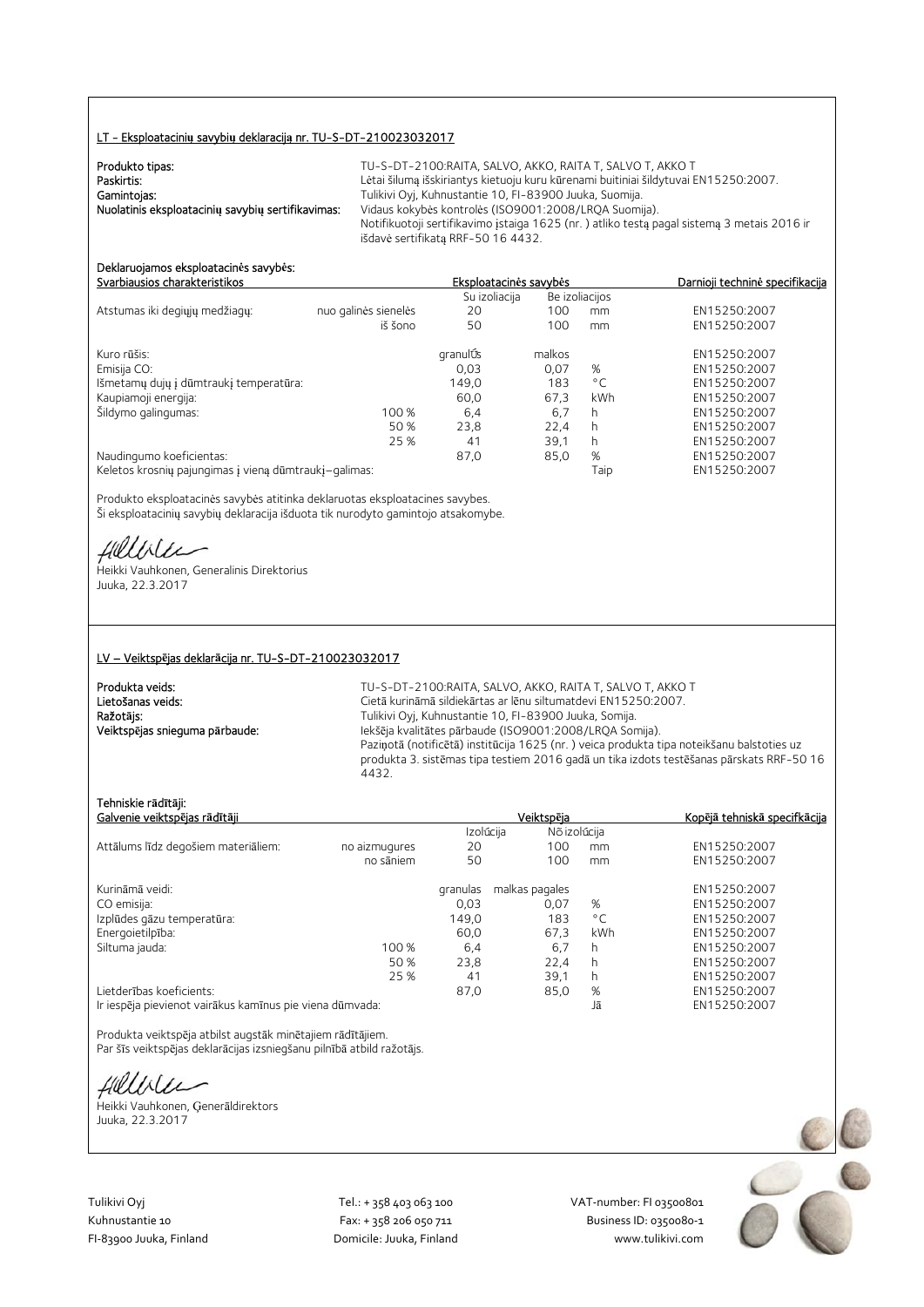## LT - Eksploatacinių savybių deklaraciją nr. TU-S-DT-210023032017

**Produkto tipas:** TU-S-DT-2100:RAITA, SALVO, AKKO, RAITA T, SALVO T, AKKO T
**Paskirtis:** Lėtai šilumą išskiriantys kietuoju kuru kūrenami buitiniai šildytuvai EN15250:2007.
**Gamintojas:** Tulikivi Oyj, Kuhnustantie 10, FI-83900 Juuka, Suomija.
**Nuolatinis eksploatacinių savybių sertifikavimas:** Vidaus kokybės kontrolės (ISO9001:2008/LRQA Suomija).
Notifikuotoji sertifikavimo įstaiga 1625 (nr. ) atliko testą pagal sistemą 3 metais 2016 ir išdavė sertifikatą RRF-50 16 4432.

**Deklaruojamos eksploatacinės savybės:**

| Svarbiausios charakteristikos | | Eksploatacinės savybės | | | Darnioji techninė specifikacija |
|---|---|---|---|---|---|
| | | Su izoliacija | Be izoliacijos | | |
| Atstumas iki degiųjų medžiagų: | nuo galinės sienelės | 20 | 100 | mm | EN15250:2007 |
| | iš šono | 50 | 100 | mm | EN15250:2007 |
| Kuro rūšis: | | granulÚs | malkos | | EN15250:2007 |
| Emisija CO: | | 0,03 | 0,07 | % | EN15250:2007 |
| Išmetamų dujų į dūmtraukį temperatūra: | | 149,0 | 183 | °C | EN15250:2007 |
| Kaupiamoji energija: | | 60,0 | 67,3 | kWh | EN15250:2007 |
| Šildymo galingumas: | 100 % | 6,4 | 6,7 | h | EN15250:2007 |
| | 50 % | 23,8 | 22,4 | h | EN15250:2007 |
| | 25 % | 41 | 39,1 | h | EN15250:2007 |
| Naudingumo koeficientas: | | 87,0 | 85,0 | % | EN15250:2007 |
| Keletos krosnių pajungimas į vieną dūmtraukį–galimas: | | | | Taip | EN15250:2007 |

Produkto eksploatacinės savybės atitinka deklaruotas eksploatacines savybes.
Ši eksploatacinių savybių deklaracija išduota tik nurodyto gamintojo atsakomybe.

Heikki Vauhkonen, Generalinis Direktorius
Juuka, 22.3.2017

## LV – Veiktspējas deklarācija nr. TU-S-DT-210023032017

**Produkta veids:** TU-S-DT-2100:RAITA, SALVO, AKKO, RAITA T, SALVO T, AKKO T
**Lietošanas veids:** Cietā kurināmā sildiekārtas ar lēnu siltumatdevi EN15250:2007.
**Ražotājs:** Tulikivi Oyj, Kuhnustantie 10, FI-83900 Juuka, Somija.
**Veiktspējas snieguma pārbaude:** Iekšēja kvalitātes pārbaude (ISO9001:2008/LRQA Somija).
Paziņotā (notificētā) institūcija 1625 (nr. ) veica produkta tipa noteikšanu balstoties uz produkta 3. sistēmas tipa testiem 2016 gadā un tika izdots testēšanas pārskats RRF-50 16 4432.

**Tehniskie rādītāji:**

| Galvenie veiktspējas rādītāji | | Veiktspēja | | | Kopējā tehniskā specifkācija |
|---|---|---|---|---|---|
| | | Izolúcija | Nõ izolúcija | | |
| Attālums līdz degošiem materiāliem: | no aizmugures | 20 | 100 | mm | EN15250:2007 |
| | no sāniem | 50 | 100 | mm | EN15250:2007 |
| Kurināmā veidi: | | granulas | malkas pagales | | EN15250:2007 |
| CO emisija: | | 0,03 | 0,07 | % | EN15250:2007 |
| Izplūdes gāzu temperatūra: | | 149,0 | 183 | °C | EN15250:2007 |
| Energoietilpība: | | 60,0 | 67,3 | kWh | EN15250:2007 |
| Siltuma jauda: | 100 % | 6,4 | 6,7 | h | EN15250:2007 |
| | 50 % | 23,8 | 22,4 | h | EN15250:2007 |
| | 25 % | 41 | 39,1 | h | EN15250:2007 |
| Lietderības koeficients: | | 87,0 | 85,0 | % | EN15250:2007 |
| Ir iespēja pievienot vairākus kamīnus pie viena dūmvada: | | | | Jā | EN15250:2007 |

Produkta veiktspēja atbilst augstāk minētajiem rādītājiem.
Par šīs veiktspējas deklarācijas izsniegšanu pilnībā atbild ražotājs.

Heikki Vauhkonen, Ģenerāldirektors
Juuka, 22.3.2017

Tulikivi Oyj
Kuhnustantie 10
FI-83900 Juuka, Finland

Tel.: + 358 403 063 100
Fax: + 358 206 050 711
Domicile: Juuka, Finland

VAT-number: FI 03500801
Business ID: 0350080-1
www.tulikivi.com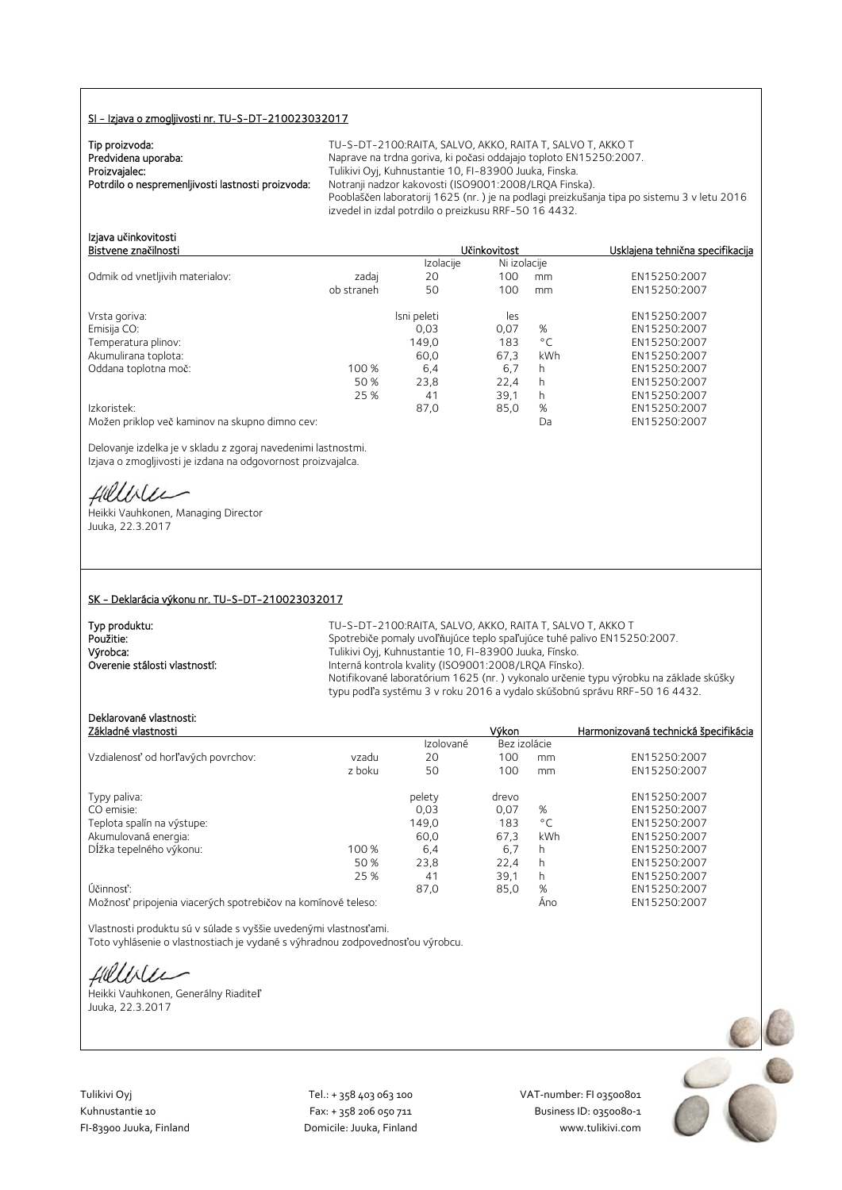## SI - Izjava o zmogljivosti nr. TU-S-DT-210023032017

**Tip proizvoda:** TU-S-DT-2100:RAITA, SALVO, AKKO, RAITA T, SALVO T, AKKO T

**Predvidena uporaba:** Naprave na trdna goriva, ki počasi oddajajo toploto EN15250:2007.

**Proizvajalec:** Tulikivi Oyj, Kuhnustantie 10, FI-83900 Juuka, Finska.

**Potrdilo o nespremenljivosti lastnosti proizvoda:** Notranji nadzor kakovosti (ISO9001:2008/LRQA Finska). Pooblaščen laboratorij 1625 (nr. ) je na podlagi preizkušanja tipa po sistemu 3 v letu 2016 izvedel in izdal potrdilo o preizkusu RRF-50 16 4432.

**Izjava učinkovitosti**

| Bistvene značilnosti | | Učinkovitost | | | Usklajena tehnična specifikacija |
|---|---|---|---|---|---|
| | | Izolacije | Ni izolacije | | |
| Odmik od vnetljivih materialov: | zadaj | 20 | 100 | mm | EN15250:2007 |
| | ob straneh | 50 | 100 | mm | EN15250:2007 |
| Vrsta goriva: | | lsni peleti | les | | EN15250:2007 |
| Emisija CO: | | 0,03 | 0,07 | % | EN15250:2007 |
| Temperatura plinov: | | 149,0 | 183 | °C | EN15250:2007 |
| Akumulirana toplota: | | 60,0 | 67,3 | kWh | EN15250:2007 |
| Oddana toplotna moč: | 100 % | 6,4 | 6,7 | h | EN15250:2007 |
| | 50 % | 23,8 | 22,4 | h | EN15250:2007 |
| | 25 % | 41 | 39,1 | h | EN15250:2007 |
| Izkoristek: | | 87,0 | 85,0 | % | EN15250:2007 |
| Možen priklop več kaminov na skupno dimno cev: | | | | Da | EN15250:2007 |

Delovanje izdelka je v skladu z zgoraj navedenimi lastnostmi.
Izjava o zmogljivosti je izdana na odgovornost proizvajalca.

Heikki Vauhkonen, Managing Director
Juuka, 22.3.2017

## SK – Deklarácia výkonu nr. TU-S-DT-210023032017

**Typ produktu:** TU-S-DT-2100:RAITA, SALVO, AKKO, RAITA T, SALVO T, AKKO T

**Použitie:** Spotrebiče pomaly uvoľňujúce teplo spaľujúce tuhé palivo EN15250:2007.

**Výrobca:** Tulikivi Oyj, Kuhnustantie 10, FI-83900 Juuka, Fínsko.

**Overenie stálosti vlastností:** Interná kontrola kvality (ISO9001:2008/LRQA Fínsko). Notifikované laboratórium 1625 (nr. ) vykonalo určenie typu výrobku na základe skúšky typu podľa systému 3 v roku 2016 a vydalo skúšobnú správu RRF-50 16 4432.

**Deklarované vlastnosti:**

| Základné vlastnosti | | Výkon | | | Harmonizovaná technická špecifikácia |
|---|---|---|---|---|---|
| | | Izolované | Bez izolácie | | |
| Vzdialenosť od horľavých povrchov: | vzadu | 20 | 100 | mm | EN15250:2007 |
| | z boku | 50 | 100 | mm | EN15250:2007 |
| Typy paliva: | | pelety | drevo | | EN15250:2007 |
| CO emisie: | | 0,03 | 0,07 | % | EN15250:2007 |
| Teplota spalín na výstupe: | | 149,0 | 183 | °C | EN15250:2007 |
| Akumulovaná energia: | | 60,0 | 67,3 | kWh | EN15250:2007 |
| Dĺžka tepelného výkonu: | 100 % | 6,4 | 6,7 | h | EN15250:2007 |
| | 50 % | 23,8 | 22,4 | h | EN15250:2007 |
| | 25 % | 41 | 39,1 | h | EN15250:2007 |
| Účinnosť: | | 87,0 | 85,0 | % | EN15250:2007 |
| Možnosť pripojenia viacerých spotrebičov na komínové teleso: | | | | Áno | EN15250:2007 |

Vlastnosti produktu sú v súlade s vyššie uvedenými vlastnosťami.
Toto vyhlásenie o vlastnostiach je vydané s výhradnou zodpovednosťou výrobcu.

Heikki Vauhkonen, Generálny Riaditeľ
Juuka, 22.3.2017

Tulikivi Oyj
Kuhnustantie 10
FI-83900 Juuka, Finland

Tel.: + 358 403 063 100
Fax: + 358 206 050 711
Domicile: Juuka, Finland

VAT-number: FI 03500801
Business ID: 0350080-1
www.tulikivi.com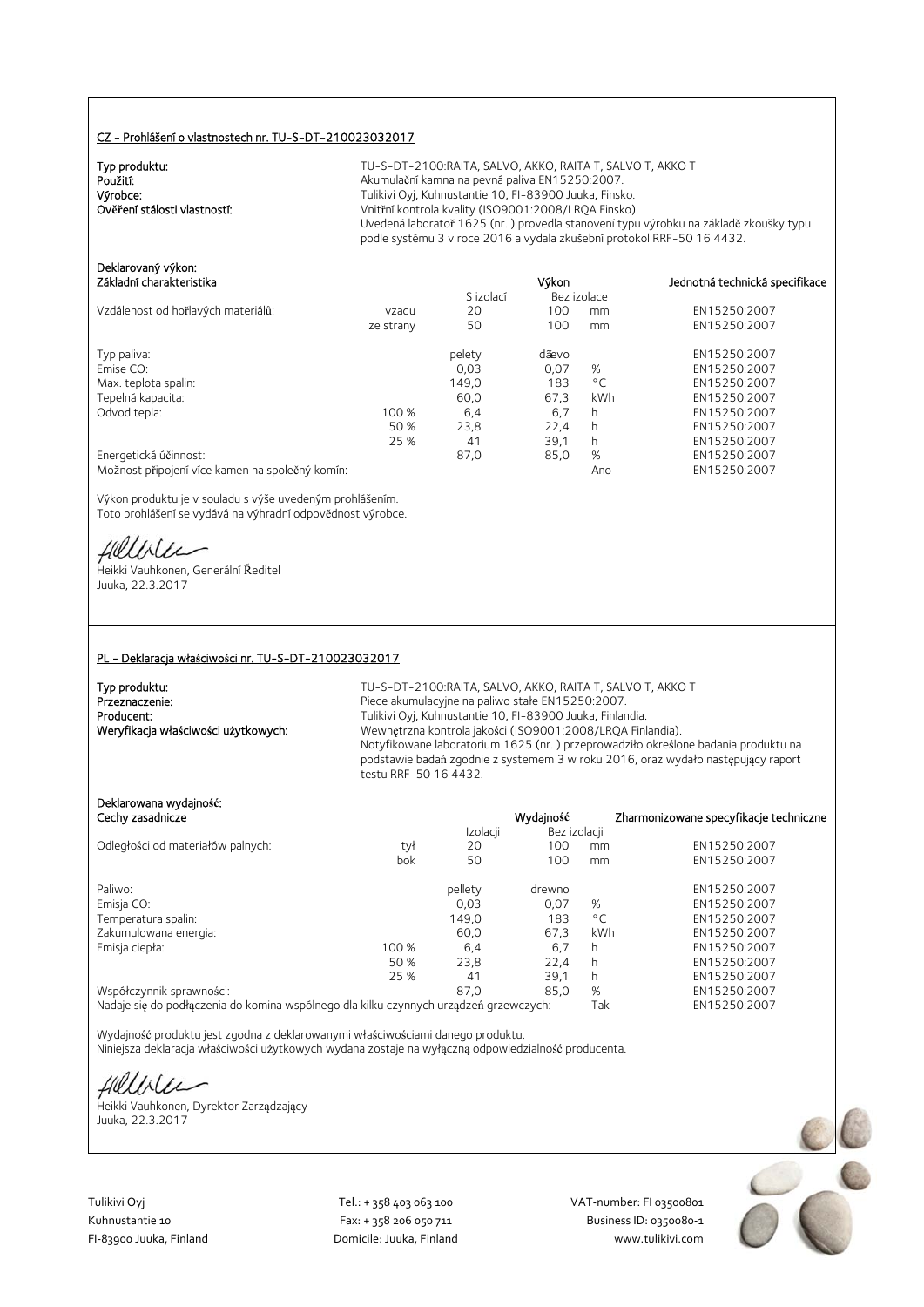## CZ - Prohlášení o vlastnostech nr. TU-S-DT-210023032017

**Typ produktu:** TU-S-DT-2100:RAITA, SALVO, AKKO, RAITA T, SALVO T, AKKO T
**Použití:** Akumulační kamna na pevná paliva EN15250:2007.
**Výrobce:** Tulikivi Oyj, Kuhnustantie 10, FI-83900 Juuka, Finsko.
**Ověření stálosti vlastností:** Vnitřní kontrola kvality (ISO9001:2008/LRQA Finsko).
Uvedená laboratoř 1625 (nr. ) provedla stanovení typu výrobku na základě zkoušky typu podle systému 3 v roce 2016 a vydala zkušební protokol RRF-50 16 4432.

**Deklarovaný výkon:**

| Základní charakteristika | | Výkon | | | Jednotná technická specifikace |
|---|---|---|---|---|---|
| | | S izolací | Bez izolace | | |
| Vzdálenost od hořlavých materiálů: | vzadu | 20 | 100 | mm | EN15250:2007 |
| | ze strany | 50 | 100 | mm | EN15250:2007 |
| Typ paliva: | | pelety | dřevo | | EN15250:2007 |
| Emise CO: | | 0,03 | 0,07 | % | EN15250:2007 |
| Max. teplota spalin: | | 149,0 | 183 | °C | EN15250:2007 |
| Tepelná kapacita: | | 60,0 | 67,3 | kWh | EN15250:2007 |
| Odvod tepla: | 100 % | 6,4 | 6,7 | h | EN15250:2007 |
| | 50 % | 23,8 | 22,4 | h | EN15250:2007 |
| | 25 % | 41 | 39,1 | h | EN15250:2007 |
| Energetická účinnost: | | 87,0 | 85,0 | % | EN15250:2007 |
| Možnost připojení více kamen na společný komín: | | | | Ano | EN15250:2007 |

Výkon produktu je v souladu s výše uvedeným prohlášením.
Toto prohlášení se vydává na výhradní odpovědnost výrobce.

Heikki Vauhkonen, Generální Ředitel
Juuka, 22.3.2017

## PL - Deklaracja właściwości nr. TU-S-DT-210023032017

**Typ produktu:** TU-S-DT-2100:RAITA, SALVO, AKKO, RAITA T, SALVO T, AKKO T
**Przeznaczenie:** Piece akumulacyjne na paliwo stałe EN15250:2007.
**Producent:** Tulikivi Oyj, Kuhnustantie 10, FI-83900 Juuka, Finlandia.
**Weryfikacja właściwości użytkowych:** Wewnętrzna kontrola jakości (ISO9001:2008/LRQA Finlandia).
Notyfikowane laboratorium 1625 (nr. ) przeprowadziło określone badania produktu na podstawie badań zgodnie z systemem 3 w roku 2016, oraz wydało następujący raport testu RRF-50 16 4432.

**Deklarowana wydajność:**

| Cechy zasadnicze | | Wydajność | | | Zharmonizowane specyfikacje techniczne |
|---|---|---|---|---|---|
| | | Izolacji | Bez izolacji | | |
| Odległości od materiałów palnych: | tył | 20 | 100 | mm | EN15250:2007 |
| | bok | 50 | 100 | mm | EN15250:2007 |
| Paliwo: | | pellety | drewno | | EN15250:2007 |
| Emisja CO: | | 0,03 | 0,07 | % | EN15250:2007 |
| Temperatura spalin: | | 149,0 | 183 | °C | EN15250:2007 |
| Zakumulowana energia: | | 60,0 | 67,3 | kWh | EN15250:2007 |
| Emisja ciepła: | 100 % | 6,4 | 6,7 | h | EN15250:2007 |
| | 50 % | 23,8 | 22,4 | h | EN15250:2007 |
| | 25 % | 41 | 39,1 | h | EN15250:2007 |
| Współczynnik sprawności: | | 87,0 | 85,0 | % | EN15250:2007 |
| Nadaje się do podłączenia do komina wspólnego dla kilku czynnych urządzeń grzewczych: | | | | Tak | EN15250:2007 |

Wydajność produktu jest zgodna z deklarowanymi właściwościami danego produktu.
Niniejsza deklaracja właściwości użytkowych wydana zostaje na wyłączną odpowiedzialność producenta.

Heikki Vauhkonen, Dyrektor Zarządzający
Juuka, 22.3.2017

Tulikivi Oyj
Kuhnustantie 10
FI-83900 Juuka, Finland

Tel.: + 358 403 063 100
Fax: + 358 206 050 711
Domicile: Juuka, Finland

VAT-number: FI 03500801
Business ID: 0350080-1
www.tulikivi.com